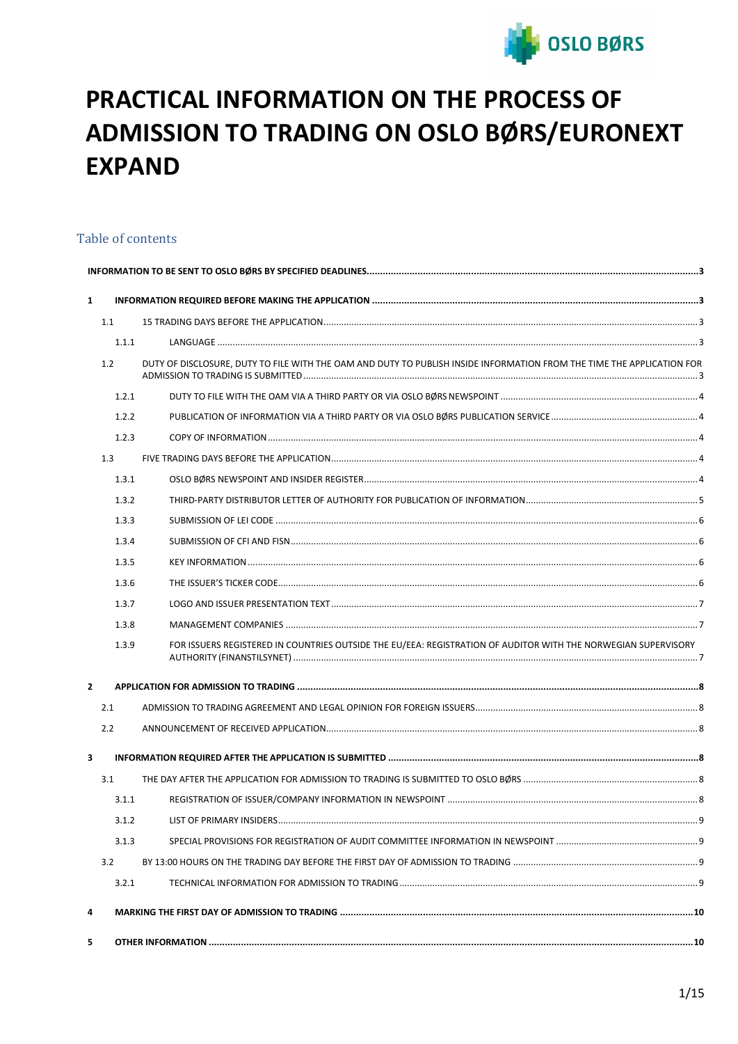# PRACTICAL INFORMATION ON THE PROCESS OF ADMISSION TO TRADING ON OSLO BØRS/EURONEXT EXPAND

## Table of contents

**INFORMATION TO BE SENT TO OSLO BØRS BY SPECIFIED DEADLINES....3**

**1 INFORMATION REQUIRED BEFORE MAKING THE APPLICATION....3**

- 1.1 15 TRADING DAYS BEFORE THE APPLICATION....3
  - 1.1.1 LANGUAGE....3
- 1.2 DUTY OF DISCLOSURE, DUTY TO FILE WITH THE OAM AND DUTY TO PUBLISH INSIDE INFORMATION FROM THE TIME THE APPLICATION FOR ADMISSION TO TRADING IS SUBMITTED....3
  - 1.2.1 DUTY TO FILE WITH THE OAM VIA A THIRD PARTY OR VIA OSLO BØRS NEWSPOINT....4
  - 1.2.2 PUBLICATION OF INFORMATION VIA A THIRD PARTY OR VIA OSLO BØRS PUBLICATION SERVICE....4
  - 1.2.3 COPY OF INFORMATION....4
- 1.3 FIVE TRADING DAYS BEFORE THE APPLICATION....4
  - 1.3.1 OSLO BØRS NEWSPOINT AND INSIDER REGISTER....4
  - 1.3.2 THIRD-PARTY DISTRIBUTOR LETTER OF AUTHORITY FOR PUBLICATION OF INFORMATION....5
  - 1.3.3 SUBMISSION OF LEI CODE....6
  - 1.3.4 SUBMISSION OF CFI AND FISN....6
  - 1.3.5 KEY INFORMATION....6
  - 1.3.6 THE ISSUER'S TICKER CODE....6
  - 1.3.7 LOGO AND ISSUER PRESENTATION TEXT....7
  - 1.3.8 MANAGEMENT COMPANIES....7
  - 1.3.9 FOR ISSUERS REGISTERED IN COUNTRIES OUTSIDE THE EU/EEA: REGISTRATION OF AUDITOR WITH THE NORWEGIAN SUPERVISORY AUTHORITY (FINANSTILSYNET)....7

**2 APPLICATION FOR ADMISSION TO TRADING....8**

- 2.1 ADMISSION TO TRADING AGREEMENT AND LEGAL OPINION FOR FOREIGN ISSUERS....8
- 2.2 ANNOUNCEMENT OF RECEIVED APPLICATION....8

**3 INFORMATION REQUIRED AFTER THE APPLICATION IS SUBMITTED....8**

- 3.1 THE DAY AFTER THE APPLICATION FOR ADMISSION TO TRADING IS SUBMITTED TO OSLO BØRS....8
  - 3.1.1 REGISTRATION OF ISSUER/COMPANY INFORMATION IN NEWSPOINT....8
  - 3.1.2 LIST OF PRIMARY INSIDERS....9
  - 3.1.3 SPECIAL PROVISIONS FOR REGISTRATION OF AUDIT COMMITTEE INFORMATION IN NEWSPOINT....9
- 3.2 BY 13:00 HOURS ON THE TRADING DAY BEFORE THE FIRST DAY OF ADMISSION TO TRADING....9
  - 3.2.1 TECHNICAL INFORMATION FOR ADMISSION TO TRADING....9

**4 MARKING THE FIRST DAY OF ADMISSION TO TRADING....10**

**5 OTHER INFORMATION....10**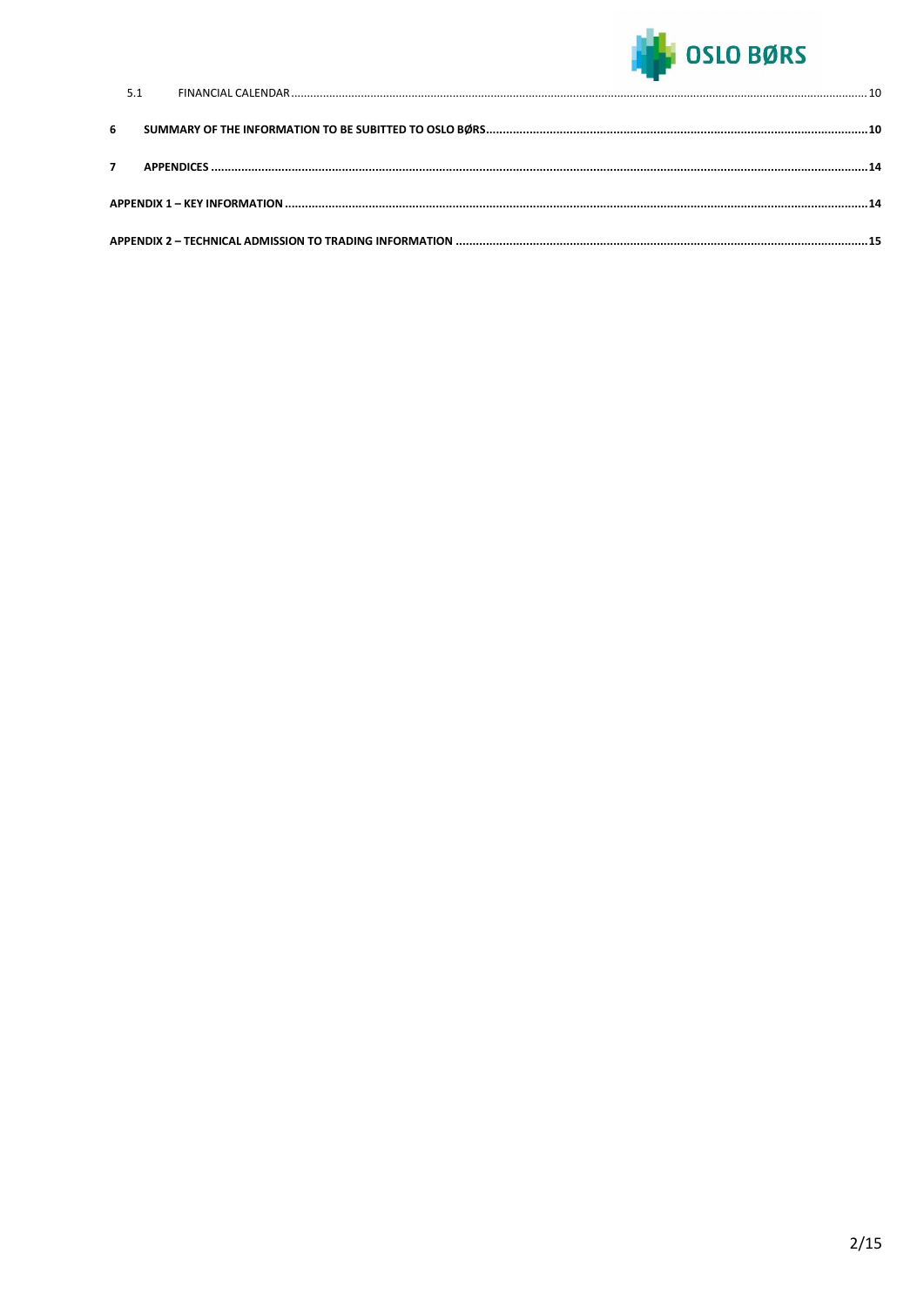5.1 FINANCIAL CALENDAR ........ 10

**6 SUMMARY OF THE INFORMATION TO BE SUBITTED TO OSLO BØRS ........ 10**

**7 APPENDICES ........ 14**

**APPENDIX 1 – KEY INFORMATION ........ 14**

**APPENDIX 2 – TECHNICAL ADMISSION TO TRADING INFORMATION ........ 15**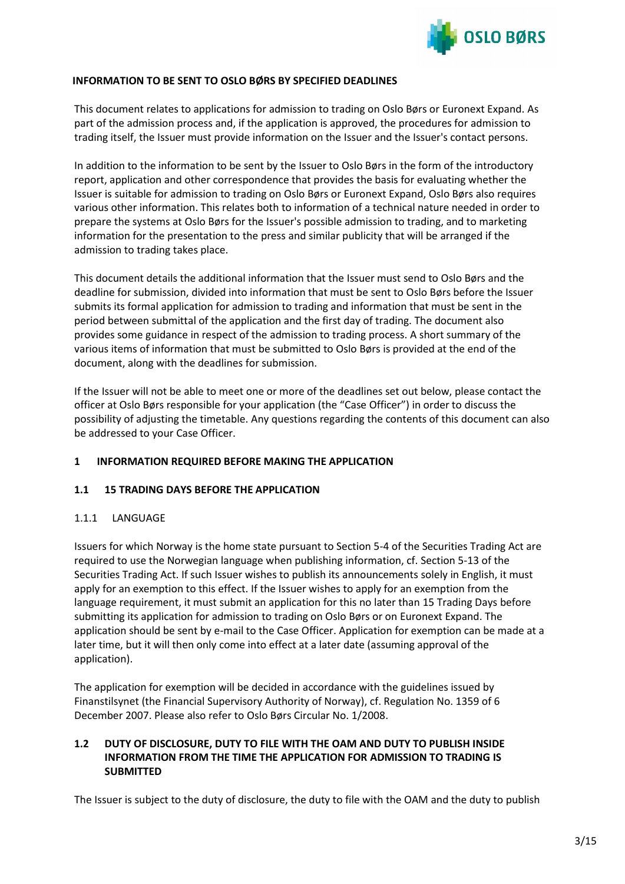## INFORMATION TO BE SENT TO OSLO BØRS BY SPECIFIED DEADLINES

This document relates to applications for admission to trading on Oslo Børs or Euronext Expand. As part of the admission process and, if the application is approved, the procedures for admission to trading itself, the Issuer must provide information on the Issuer and the Issuer's contact persons.

In addition to the information to be sent by the Issuer to Oslo Børs in the form of the introductory report, application and other correspondence that provides the basis for evaluating whether the Issuer is suitable for admission to trading on Oslo Børs or Euronext Expand, Oslo Børs also requires various other information. This relates both to information of a technical nature needed in order to prepare the systems at Oslo Børs for the Issuer's possible admission to trading, and to marketing information for the presentation to the press and similar publicity that will be arranged if the admission to trading takes place.

This document details the additional information that the Issuer must send to Oslo Børs and the deadline for submission, divided into information that must be sent to Oslo Børs before the Issuer submits its formal application for admission to trading and information that must be sent in the period between submittal of the application and the first day of trading. The document also provides some guidance in respect of the admission to trading process. A short summary of the various items of information that must be submitted to Oslo Børs is provided at the end of the document, along with the deadlines for submission.

If the Issuer will not be able to meet one or more of the deadlines set out below, please contact the officer at Oslo Børs responsible for your application (the "Case Officer") in order to discuss the possibility of adjusting the timetable. Any questions regarding the contents of this document can also be addressed to your Case Officer.

## 1 INFORMATION REQUIRED BEFORE MAKING THE APPLICATION

### 1.1 15 TRADING DAYS BEFORE THE APPLICATION

#### 1.1.1 LANGUAGE

Issuers for which Norway is the home state pursuant to Section 5-4 of the Securities Trading Act are required to use the Norwegian language when publishing information, cf. Section 5-13 of the Securities Trading Act. If such Issuer wishes to publish its announcements solely in English, it must apply for an exemption to this effect. If the Issuer wishes to apply for an exemption from the language requirement, it must submit an application for this no later than 15 Trading Days before submitting its application for admission to trading on Oslo Børs or on Euronext Expand. The application should be sent by e-mail to the Case Officer. Application for exemption can be made at a later time, but it will then only come into effect at a later date (assuming approval of the application).

The application for exemption will be decided in accordance with the guidelines issued by Finanstilsynet (the Financial Supervisory Authority of Norway), cf. Regulation No. 1359 of 6 December 2007. Please also refer to Oslo Børs Circular No. 1/2008.

### 1.2 DUTY OF DISCLOSURE, DUTY TO FILE WITH THE OAM AND DUTY TO PUBLISH INSIDE INFORMATION FROM THE TIME THE APPLICATION FOR ADMISSION TO TRADING IS SUBMITTED

The Issuer is subject to the duty of disclosure, the duty to file with the OAM and the duty to publish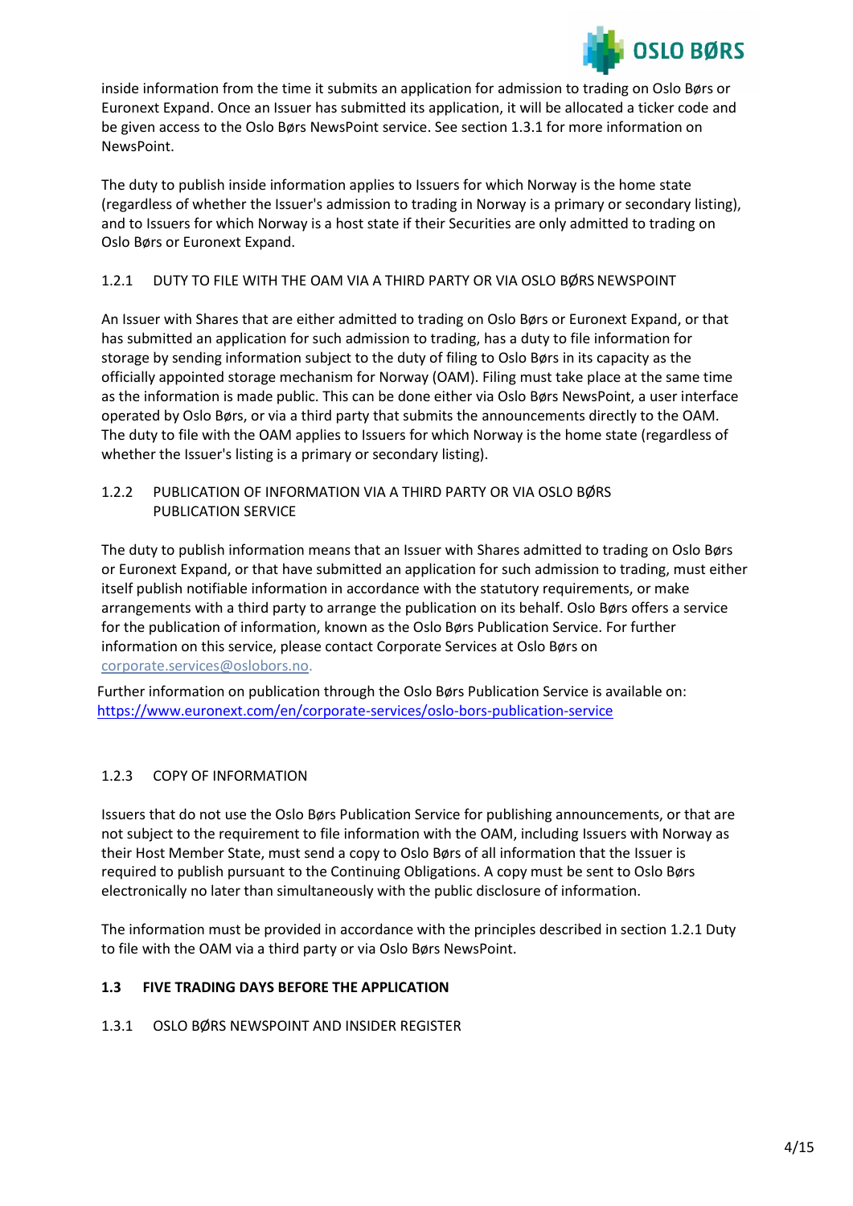inside information from the time it submits an application for admission to trading on Oslo Børs or Euronext Expand. Once an Issuer has submitted its application, it will be allocated a ticker code and be given access to the Oslo Børs NewsPoint service. See section 1.3.1 for more information on NewsPoint.

The duty to publish inside information applies to Issuers for which Norway is the home state (regardless of whether the Issuer's admission to trading in Norway is a primary or secondary listing), and to Issuers for which Norway is a host state if their Securities are only admitted to trading on Oslo Børs or Euronext Expand.

### 1.2.1 DUTY TO FILE WITH THE OAM VIA A THIRD PARTY OR VIA OSLO BØRS NEWSPOINT

An Issuer with Shares that are either admitted to trading on Oslo Børs or Euronext Expand, or that has submitted an application for such admission to trading, has a duty to file information for storage by sending information subject to the duty of filing to Oslo Børs in its capacity as the officially appointed storage mechanism for Norway (OAM). Filing must take place at the same time as the information is made public. This can be done either via Oslo Børs NewsPoint, a user interface operated by Oslo Børs, or via a third party that submits the announcements directly to the OAM. The duty to file with the OAM applies to Issuers for which Norway is the home state (regardless of whether the Issuer's listing is a primary or secondary listing).

### 1.2.2 PUBLICATION OF INFORMATION VIA A THIRD PARTY OR VIA OSLO BØRS PUBLICATION SERVICE

The duty to publish information means that an Issuer with Shares admitted to trading on Oslo Børs or Euronext Expand, or that have submitted an application for such admission to trading, must either itself publish notifiable information in accordance with the statutory requirements, or make arrangements with a third party to arrange the publication on its behalf. Oslo Børs offers a service for the publication of information, known as the Oslo Børs Publication Service. For further information on this service, please contact Corporate Services at Oslo Børs on corporate.services@oslobors.no.

Further information on publication through the Oslo Børs Publication Service is available on: https://www.euronext.com/en/corporate-services/oslo-bors-publication-service

### 1.2.3 COPY OF INFORMATION

Issuers that do not use the Oslo Børs Publication Service for publishing announcements, or that are not subject to the requirement to file information with the OAM, including Issuers with Norway as their Host Member State, must send a copy to Oslo Børs of all information that the Issuer is required to publish pursuant to the Continuing Obligations. A copy must be sent to Oslo Børs electronically no later than simultaneously with the public disclosure of information.

The information must be provided in accordance with the principles described in section 1.2.1 Duty to file with the OAM via a third party or via Oslo Børs NewsPoint.

## 1.3 FIVE TRADING DAYS BEFORE THE APPLICATION

### 1.3.1 OSLO BØRS NEWSPOINT AND INSIDER REGISTER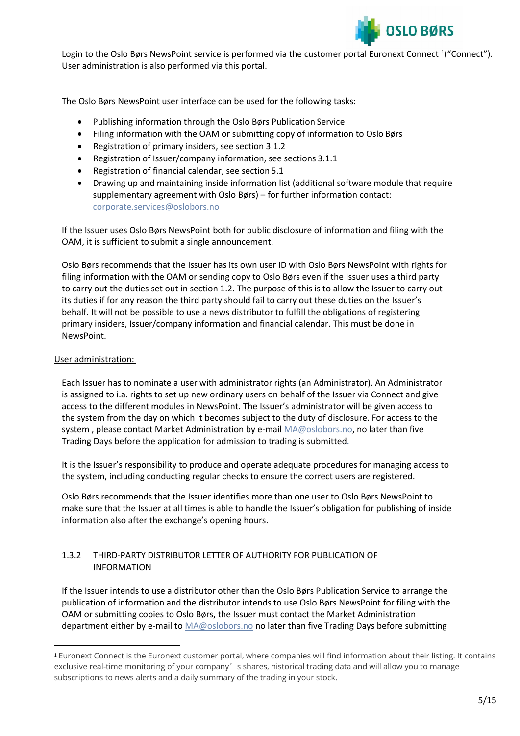Login to the Oslo Børs NewsPoint service is performed via the customer portal Euronext Connect [1]("Connect"). User administration is also performed via this portal.

The Oslo Børs NewsPoint user interface can be used for the following tasks:

- Publishing information through the Oslo Børs Publication Service
- Filing information with the OAM or submitting copy of information to Oslo Børs
- Registration of primary insiders, see section 3.1.2
- Registration of Issuer/company information, see sections 3.1.1
- Registration of financial calendar, see section 5.1
- Drawing up and maintaining inside information list (additional software module that require supplementary agreement with Oslo Børs) – for further information contact: corporate.services@oslobors.no

If the Issuer uses Oslo Børs NewsPoint both for public disclosure of information and filing with the OAM, it is sufficient to submit a single announcement.

Oslo Børs recommends that the Issuer has its own user ID with Oslo Børs NewsPoint with rights for filing information with the OAM or sending copy to Oslo Børs even if the Issuer uses a third party to carry out the duties set out in section 1.2. The purpose of this is to allow the Issuer to carry out its duties if for any reason the third party should fail to carry out these duties on the Issuer's behalf. It will not be possible to use a news distributor to fulfill the obligations of registering primary insiders, Issuer/company information and financial calendar. This must be done in NewsPoint.

User administration:

Each Issuer has to nominate a user with administrator rights (an Administrator). An Administrator is assigned to i.a. rights to set up new ordinary users on behalf of the Issuer via Connect and give access to the different modules in NewsPoint. The Issuer's administrator will be given access to the system from the day on which it becomes subject to the duty of disclosure. For access to the system , please contact Market Administration by e-mail MA@oslobors.no, no later than five Trading Days before the application for admission to trading is submitted.

It is the Issuer's responsibility to produce and operate adequate procedures for managing access to the system, including conducting regular checks to ensure the correct users are registered.

Oslo Børs recommends that the Issuer identifies more than one user to Oslo Børs NewsPoint to make sure that the Issuer at all times is able to handle the Issuer's obligation for publishing of inside information also after the exchange's opening hours.

### 1.3.2 THIRD-PARTY DISTRIBUTOR LETTER OF AUTHORITY FOR PUBLICATION OF INFORMATION

If the Issuer intends to use a distributor other than the Oslo Børs Publication Service to arrange the publication of information and the distributor intends to use Oslo Børs NewsPoint for filing with the OAM or submitting copies to Oslo Børs, the Issuer must contact the Market Administration department either by e-mail to MA@oslobors.no no later than five Trading Days before submitting

[1] Euronext Connect is the Euronext customer portal, where companies will find information about their listing. It contains exclusive real-time monitoring of your company's shares, historical trading data and will allow you to manage subscriptions to news alerts and a daily summary of the trading in your stock.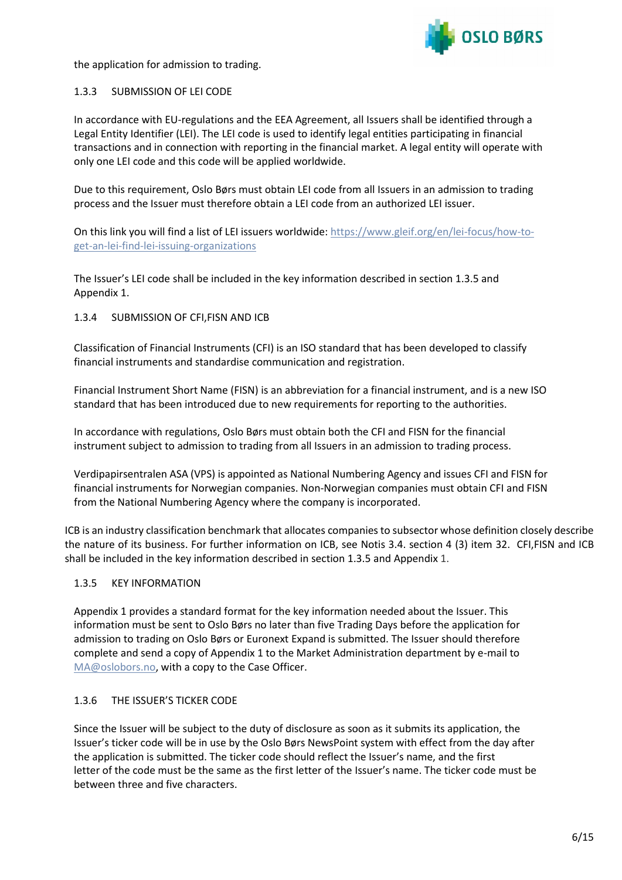the application for admission to trading.

### 1.3.3 SUBMISSION OF LEI CODE

In accordance with EU-regulations and the EEA Agreement, all Issuers shall be identified through a Legal Entity Identifier (LEI). The LEI code is used to identify legal entities participating in financial transactions and in connection with reporting in the financial market. A legal entity will operate with only one LEI code and this code will be applied worldwide.

Due to this requirement, Oslo Børs must obtain LEI code from all Issuers in an admission to trading process and the Issuer must therefore obtain a LEI code from an authorized LEI issuer.

On this link you will find a list of LEI issuers worldwide: [https://www.gleif.org/en/lei-focus/how-to-get-an-lei-find-lei-issuing-organizations](https://www.gleif.org/en/lei-focus/how-to-get-an-lei-find-lei-issuing-organizations)

The Issuer's LEI code shall be included in the key information described in section 1.3.5 and Appendix 1.

### 1.3.4 SUBMISSION OF CFI,FISN AND ICB

Classification of Financial Instruments (CFI) is an ISO standard that has been developed to classify financial instruments and standardise communication and registration.

Financial Instrument Short Name (FISN) is an abbreviation for a financial instrument, and is a new ISO standard that has been introduced due to new requirements for reporting to the authorities.

In accordance with regulations, Oslo Børs must obtain both the CFI and FISN for the financial instrument subject to admission to trading from all Issuers in an admission to trading process.

Verdipapirsentralen ASA (VPS) is appointed as National Numbering Agency and issues CFI and FISN for financial instruments for Norwegian companies. Non-Norwegian companies must obtain CFI and FISN from the National Numbering Agency where the company is incorporated.

ICB is an industry classification benchmark that allocates companies to subsector whose definition closely describe the nature of its business. For further information on ICB, see Notis 3.4. section 4 (3) item 32. CFI,FISN and ICB shall be included in the key information described in section 1.3.5 and Appendix 1.

### 1.3.5 KEY INFORMATION

Appendix 1 provides a standard format for the key information needed about the Issuer. This information must be sent to Oslo Børs no later than five Trading Days before the application for admission to trading on Oslo Børs or Euronext Expand is submitted. The Issuer should therefore complete and send a copy of Appendix 1 to the Market Administration department by e-mail to [MA@oslobors.no](mailto:MA@oslobors.no), with a copy to the Case Officer.

### 1.3.6 THE ISSUER'S TICKER CODE

Since the Issuer will be subject to the duty of disclosure as soon as it submits its application, the Issuer's ticker code will be in use by the Oslo Børs NewsPoint system with effect from the day after the application is submitted. The ticker code should reflect the Issuer's name, and the first letter of the code must be the same as the first letter of the Issuer's name. The ticker code must be between three and five characters.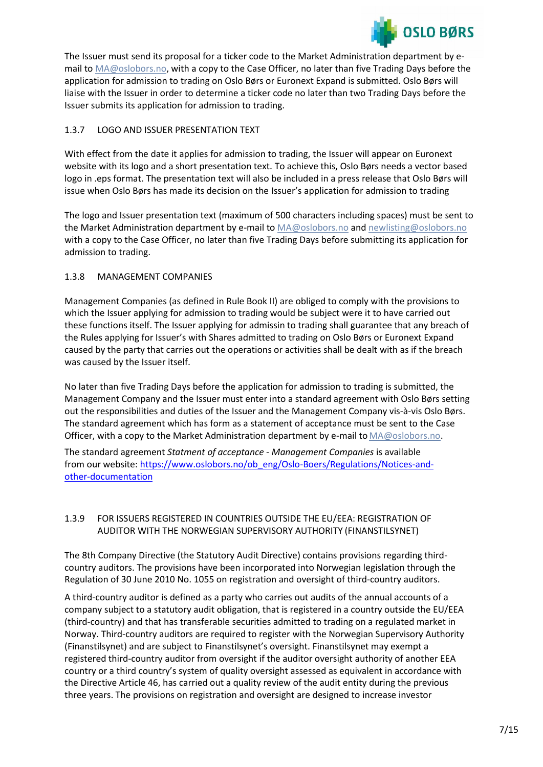The Issuer must send its proposal for a ticker code to the Market Administration department by e-mail to MA@oslobors.no, with a copy to the Case Officer, no later than five Trading Days before the application for admission to trading on Oslo Børs or Euronext Expand is submitted. Oslo Børs will liaise with the Issuer in order to determine a ticker code no later than two Trading Days before the Issuer submits its application for admission to trading.

### 1.3.7 LOGO AND ISSUER PRESENTATION TEXT

With effect from the date it applies for admission to trading, the Issuer will appear on Euronext website with its logo and a short presentation text. To achieve this, Oslo Børs needs a vector based logo in .eps format. The presentation text will also be included in a press release that Oslo Børs will issue when Oslo Børs has made its decision on the Issuer's application for admission to trading

The logo and Issuer presentation text (maximum of 500 characters including spaces) must be sent to the Market Administration department by e-mail to MA@oslobors.no and newlisting@oslobors.no with a copy to the Case Officer, no later than five Trading Days before submitting its application for admission to trading.

### 1.3.8 MANAGEMENT COMPANIES

Management Companies (as defined in Rule Book II) are obliged to comply with the provisions to which the Issuer applying for admission to trading would be subject were it to have carried out these functions itself. The Issuer applying for admissin to trading shall guarantee that any breach of the Rules applying for Issuer's with Shares admitted to trading on Oslo Børs or Euronext Expand caused by the party that carries out the operations or activities shall be dealt with as if the breach was caused by the Issuer itself.

No later than five Trading Days before the application for admission to trading is submitted, the Management Company and the Issuer must enter into a standard agreement with Oslo Børs setting out the responsibilities and duties of the Issuer and the Management Company vis-à-vis Oslo Børs. The standard agreement which has form as a statement of acceptance must be sent to the Case Officer, with a copy to the Market Administration department by e-mail to MA@oslobors.no.

The standard agreement *Statment of acceptance - Management Companies* is available from our website: https://www.oslobors.no/ob_eng/Oslo-Boers/Regulations/Notices-and-other-documentation

### 1.3.9 FOR ISSUERS REGISTERED IN COUNTRIES OUTSIDE THE EU/EEA: REGISTRATION OF AUDITOR WITH THE NORWEGIAN SUPERVISORY AUTHORITY (FINANSTILSYNET)

The 8th Company Directive (the Statutory Audit Directive) contains provisions regarding third-country auditors. The provisions have been incorporated into Norwegian legislation through the Regulation of 30 June 2010 No. 1055 on registration and oversight of third-country auditors.

A third-country auditor is defined as a party who carries out audits of the annual accounts of a company subject to a statutory audit obligation, that is registered in a country outside the EU/EEA (third-country) and that has transferable securities admitted to trading on a regulated market in Norway. Third-country auditors are required to register with the Norwegian Supervisory Authority (Finanstilsynet) and are subject to Finanstilsynet's oversight. Finanstilsynet may exempt a registered third-country auditor from oversight if the auditor oversight authority of another EEA country or a third country's system of quality oversight assessed as equivalent in accordance with the Directive Article 46, has carried out a quality review of the audit entity during the previous three years. The provisions on registration and oversight are designed to increase investor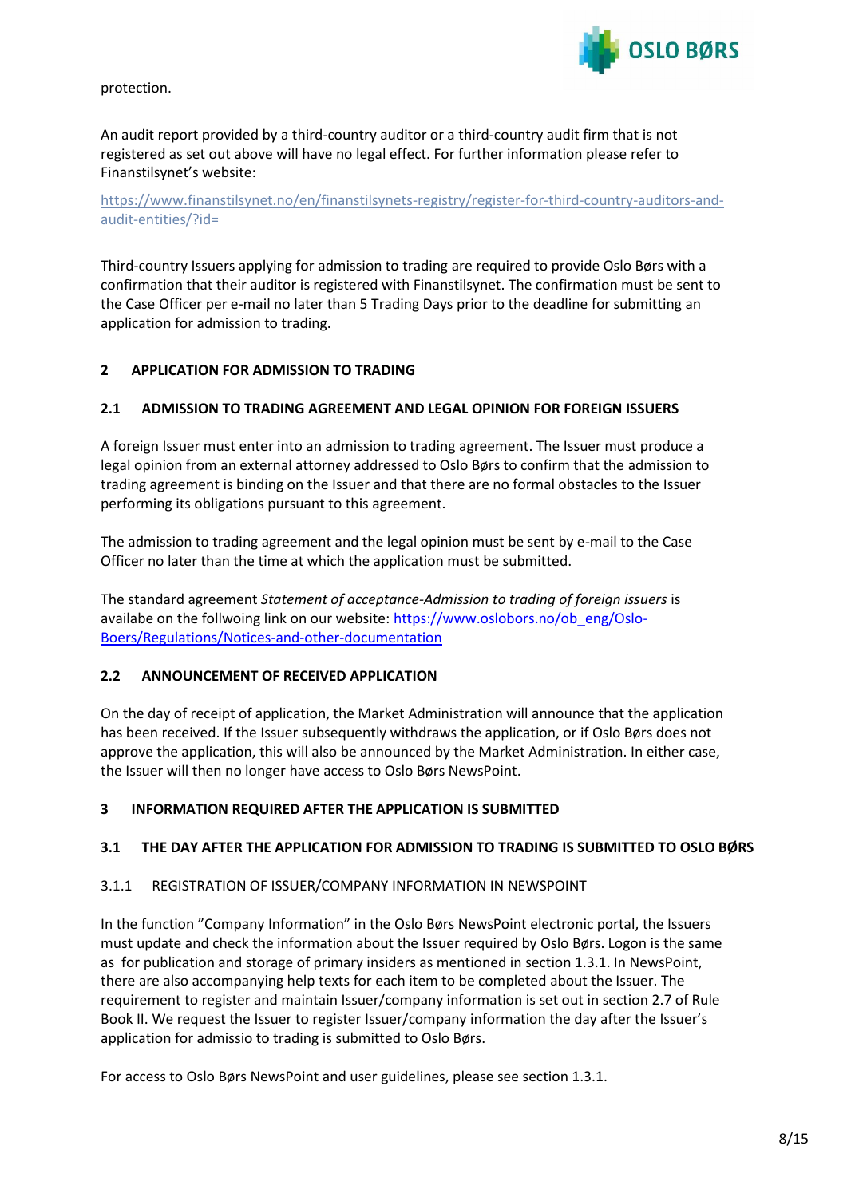protection.

An audit report provided by a third-country auditor or a third-country audit firm that is not registered as set out above will have no legal effect. For further information please refer to Finanstilsynet's website:

[https://www.finanstilsynet.no/en/finanstilsynets-registry/register-for-third-country-auditors-and-audit-entities/?id=](https://www.finanstilsynet.no/en/finanstilsynets-registry/register-for-third-country-auditors-and-audit-entities/?id=)

Third-country Issuers applying for admission to trading are required to provide Oslo Børs with a confirmation that their auditor is registered with Finanstilsynet. The confirmation must be sent to the Case Officer per e-mail no later than 5 Trading Days prior to the deadline for submitting an application for admission to trading.

## 2 APPLICATION FOR ADMISSION TO TRADING

### 2.1 ADMISSION TO TRADING AGREEMENT AND LEGAL OPINION FOR FOREIGN ISSUERS

A foreign Issuer must enter into an admission to trading agreement. The Issuer must produce a legal opinion from an external attorney addressed to Oslo Børs to confirm that the admission to trading agreement is binding on the Issuer and that there are no formal obstacles to the Issuer performing its obligations pursuant to this agreement.

The admission to trading agreement and the legal opinion must be sent by e-mail to the Case Officer no later than the time at which the application must be submitted.

The standard agreement *Statement of acceptance-Admission to trading of foreign issuers* is availabe on the follwoing link on our website: [https://www.oslobors.no/ob_eng/Oslo-Boers/Regulations/Notices-and-other-documentation](https://www.oslobors.no/ob_eng/Oslo-Boers/Regulations/Notices-and-other-documentation)

### 2.2 ANNOUNCEMENT OF RECEIVED APPLICATION

On the day of receipt of application, the Market Administration will announce that the application has been received. If the Issuer subsequently withdraws the application, or if Oslo Børs does not approve the application, this will also be announced by the Market Administration. In either case, the Issuer will then no longer have access to Oslo Børs NewsPoint.

## 3 INFORMATION REQUIRED AFTER THE APPLICATION IS SUBMITTED

### 3.1 THE DAY AFTER THE APPLICATION FOR ADMISSION TO TRADING IS SUBMITTED TO OSLO BØRS

#### 3.1.1 REGISTRATION OF ISSUER/COMPANY INFORMATION IN NEWSPOINT

In the function "Company Information" in the Oslo Børs NewsPoint electronic portal, the Issuers must update and check the information about the Issuer required by Oslo Børs. Logon is the same as for publication and storage of primary insiders as mentioned in section 1.3.1. In NewsPoint, there are also accompanying help texts for each item to be completed about the Issuer. The requirement to register and maintain Issuer/company information is set out in section 2.7 of Rule Book II. We request the Issuer to register Issuer/company information the day after the Issuer's application for admissio to trading is submitted to Oslo Børs.

For access to Oslo Børs NewsPoint and user guidelines, please see section 1.3.1.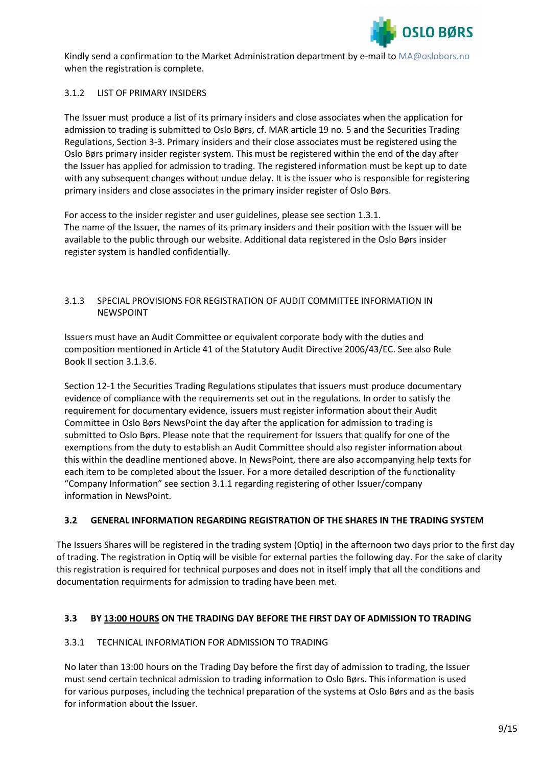Kindly send a confirmation to the Market Administration department by e-mail to MA@oslobors.no when the registration is complete.

#### 3.1.2 LIST OF PRIMARY INSIDERS

The Issuer must produce a list of its primary insiders and close associates when the application for admission to trading is submitted to Oslo Børs, cf. MAR article 19 no. 5 and the Securities Trading Regulations, Section 3-3. Primary insiders and their close associates must be registered using the Oslo Børs primary insider register system. This must be registered within the end of the day after the Issuer has applied for admission to trading. The registered information must be kept up to date with any subsequent changes without undue delay. It is the issuer who is responsible for registering primary insiders and close associates in the primary insider register of Oslo Børs.

For access to the insider register and user guidelines, please see section 1.3.1.
The name of the Issuer, the names of its primary insiders and their position with the Issuer will be available to the public through our website. Additional data registered in the Oslo Børs insider register system is handled confidentially.

#### 3.1.3 SPECIAL PROVISIONS FOR REGISTRATION OF AUDIT COMMITTEE INFORMATION IN NEWSPOINT

Issuers must have an Audit Committee or equivalent corporate body with the duties and composition mentioned in Article 41 of the Statutory Audit Directive 2006/43/EC. See also Rule Book II section 3.1.3.6.

Section 12-1 the Securities Trading Regulations stipulates that issuers must produce documentary evidence of compliance with the requirements set out in the regulations. In order to satisfy the requirement for documentary evidence, issuers must register information about their Audit Committee in Oslo Børs NewsPoint the day after the application for admission to trading is submitted to Oslo Børs. Please note that the requirement for Issuers that qualify for one of the exemptions from the duty to establish an Audit Committee should also register information about this within the deadline mentioned above. In NewsPoint, there are also accompanying help texts for each item to be completed about the Issuer. For a more detailed description of the functionality "Company Information" see section 3.1.1 regarding registering of other Issuer/company information in NewsPoint.

### 3.2 GENERAL INFORMATION REGARDING REGISTRATION OF THE SHARES IN THE TRADING SYSTEM

The Issuers Shares will be registered in the trading system (Optiq) in the afternoon two days prior to the first day of trading. The registration in Optiq will be visible for external parties the following day. For the sake of clarity this registration is required for technical purposes and does not in itself imply that all the conditions and documentation requirments for admission to trading have been met.

### 3.3 BY 13:00 HOURS ON THE TRADING DAY BEFORE THE FIRST DAY OF ADMISSION TO TRADING

#### 3.3.1 TECHNICAL INFORMATION FOR ADMISSION TO TRADING

No later than 13:00 hours on the Trading Day before the first day of admission to trading, the Issuer must send certain technical admission to trading information to Oslo Børs. This information is used for various purposes, including the technical preparation of the systems at Oslo Børs and as the basis for information about the Issuer.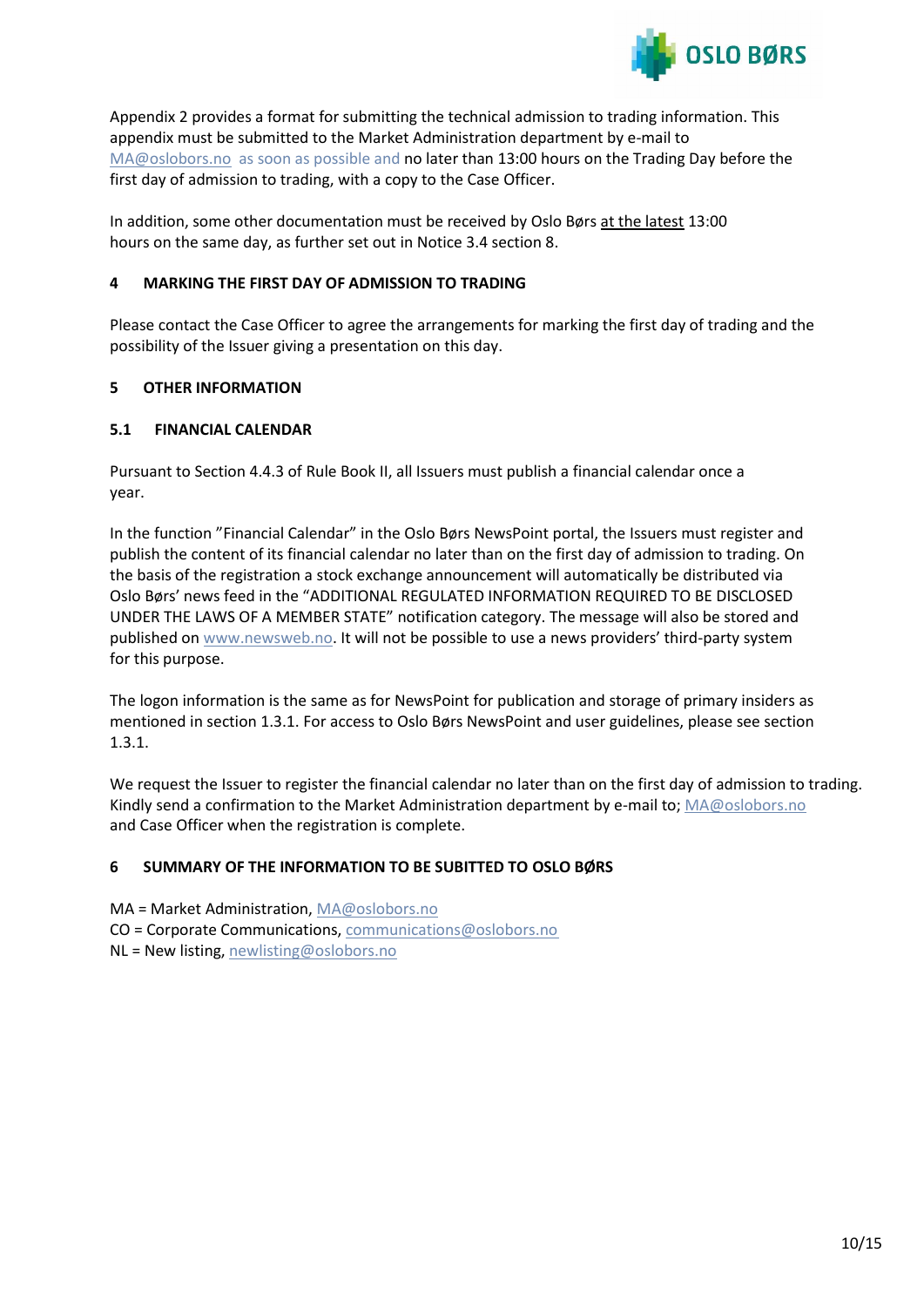Appendix 2 provides a format for submitting the technical admission to trading information. This appendix must be submitted to the Market Administration department by e-mail to MA@oslobors.no as soon as possible and no later than 13:00 hours on the Trading Day before the first day of admission to trading, with a copy to the Case Officer.

In addition, some other documentation must be received by Oslo Børs at the latest 13:00 hours on the same day, as further set out in Notice 3.4 section 8.

## 4 MARKING THE FIRST DAY OF ADMISSION TO TRADING

Please contact the Case Officer to agree the arrangements for marking the first day of trading and the possibility of the Issuer giving a presentation on this day.

## 5 OTHER INFORMATION

### 5.1 FINANCIAL CALENDAR

Pursuant to Section 4.4.3 of Rule Book II, all Issuers must publish a financial calendar once a year.

In the function "Financial Calendar" in the Oslo Børs NewsPoint portal, the Issuers must register and publish the content of its financial calendar no later than on the first day of admission to trading. On the basis of the registration a stock exchange announcement will automatically be distributed via Oslo Børs' news feed in the "ADDITIONAL REGULATED INFORMATION REQUIRED TO BE DISCLOSED UNDER THE LAWS OF A MEMBER STATE" notification category. The message will also be stored and published on www.newsweb.no. It will not be possible to use a news providers' third-party system for this purpose.

The logon information is the same as for NewsPoint for publication and storage of primary insiders as mentioned in section 1.3.1. For access to Oslo Børs NewsPoint and user guidelines, please see section 1.3.1.

We request the Issuer to register the financial calendar no later than on the first day of admission to trading. Kindly send a confirmation to the Market Administration department by e-mail to; MA@oslobors.no and Case Officer when the registration is complete.

## 6 SUMMARY OF THE INFORMATION TO BE SUBITTED TO OSLO BØRS

MA = Market Administration, MA@oslobors.no
CO = Corporate Communications, communications@oslobors.no
NL = New listing, newlisting@oslobors.no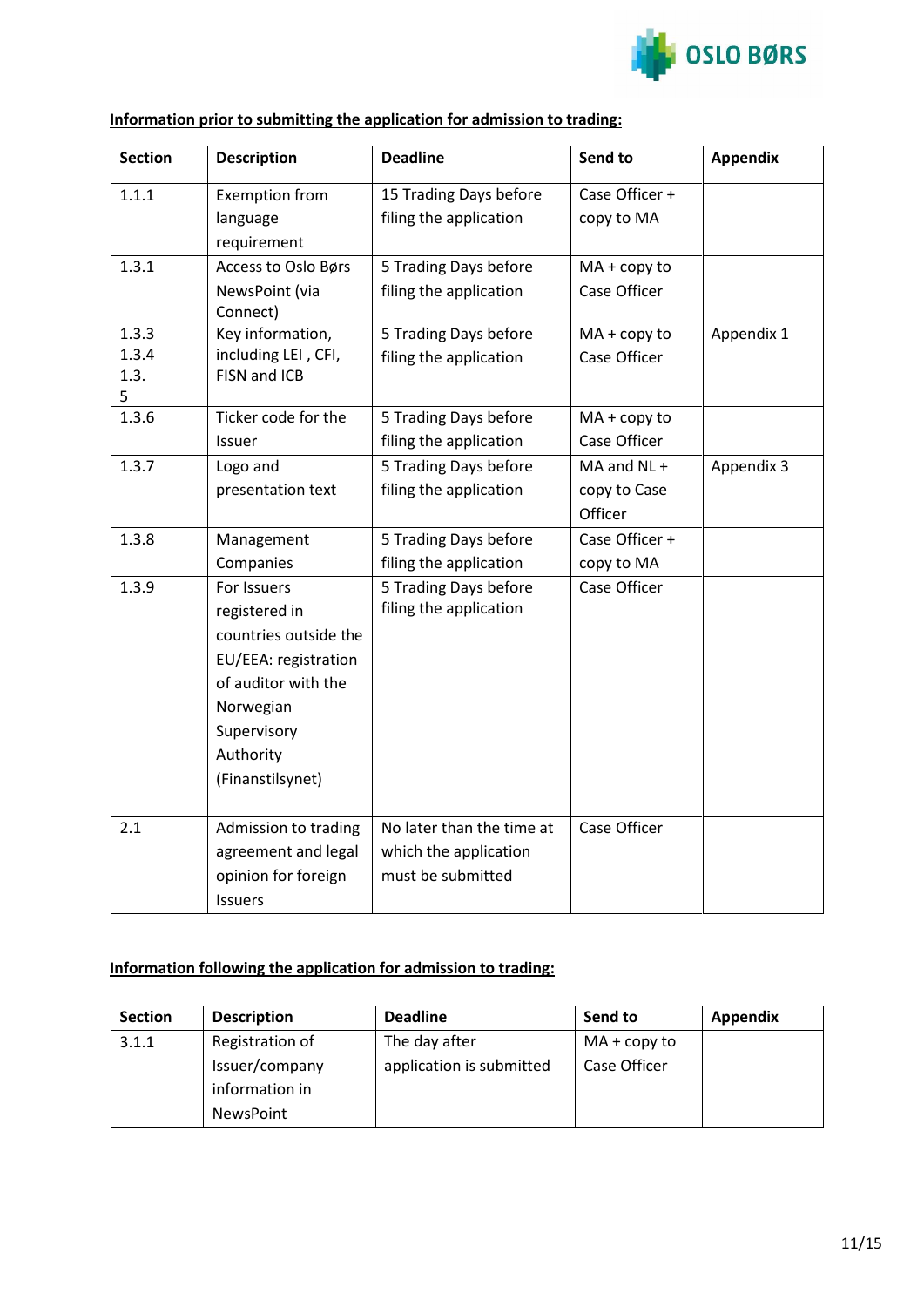**Information prior to submitting the application for admission to trading:**

| Section | Description | Deadline | Send to | Appendix |
|---|---|---|---|---|
| 1.1.1 | Exemption from language requirement | 15 Trading Days before filing the application | Case Officer + copy to MA | |
| 1.3.1 | Access to Oslo Børs NewsPoint (via Connect) | 5 Trading Days before filing the application | MA + copy to Case Officer | |
| 1.3.3<br>1.3.4<br>1.3.5 | Key information, including LEI , CFI, FISN and ICB | 5 Trading Days before filing the application | MA + copy to Case Officer | Appendix 1 |
| 1.3.6 | Ticker code for the Issuer | 5 Trading Days before filing the application | MA + copy to Case Officer | |
| 1.3.7 | Logo and presentation text | 5 Trading Days before filing the application | MA and NL + copy to Case Officer | Appendix 3 |
| 1.3.8 | Management Companies | 5 Trading Days before filing the application | Case Officer + copy to MA | |
| 1.3.9 | For Issuers registered in countries outside the EU/EEA: registration of auditor with the Norwegian Supervisory Authority (Finanstilsynet) | 5 Trading Days before filing the application | Case Officer | |
| 2.1 | Admission to trading agreement and legal opinion for foreign Issuers | No later than the time at which the application must be submitted | Case Officer | |

**Information following the application for admission to trading:**

| Section | Description | Deadline | Send to | Appendix |
|---|---|---|---|---|
| 3.1.1 | Registration of Issuer/company information in NewsPoint | The day after application is submitted | MA + copy to Case Officer | |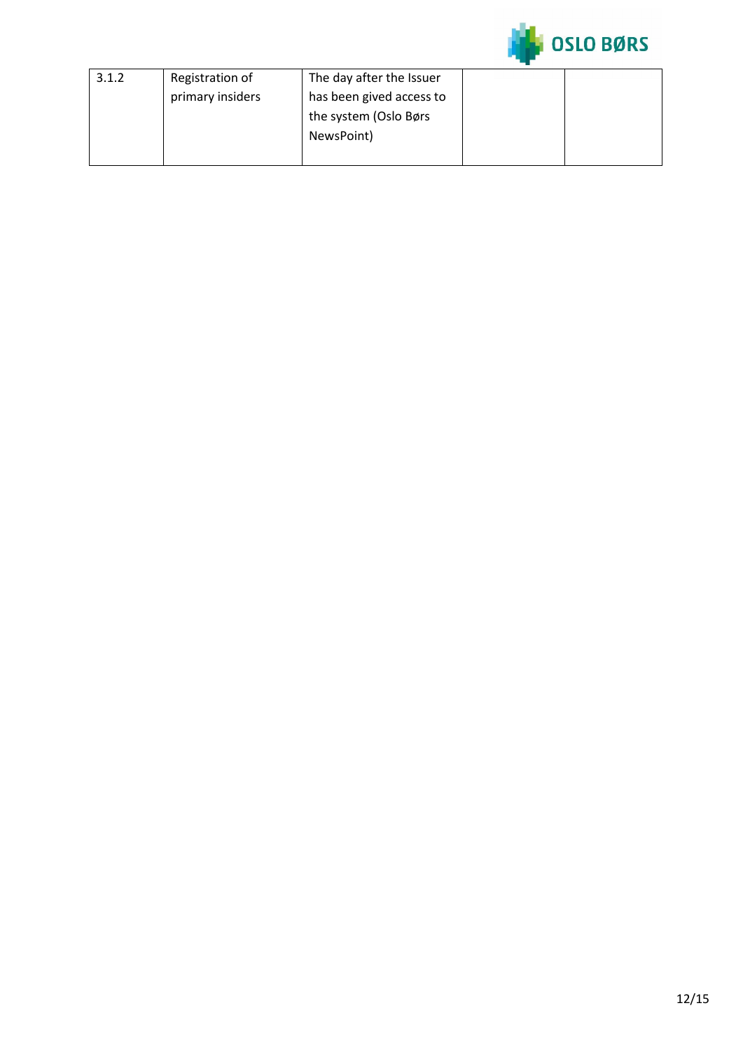| 3.1.2 | Registration of primary insiders | The day after the Issuer has been gived access to the system (Oslo Børs NewsPoint) | | |
|---|---|---|---|---|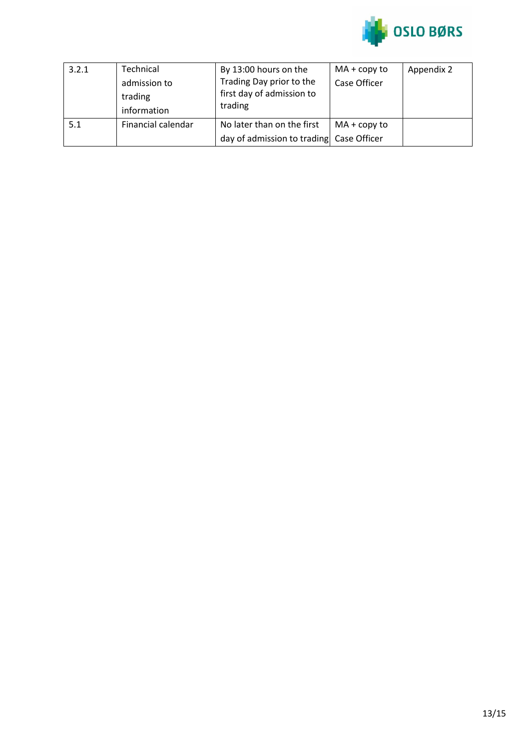| 3.2.1 | Technical admission to trading information | By 13:00 hours on the Trading Day prior to the first day of admission to trading | MA + copy to Case Officer | Appendix 2 |
|---|---|---|---|---|
| 5.1 | Financial calendar | No later than on the first day of admission to trading | MA + copy to Case Officer | |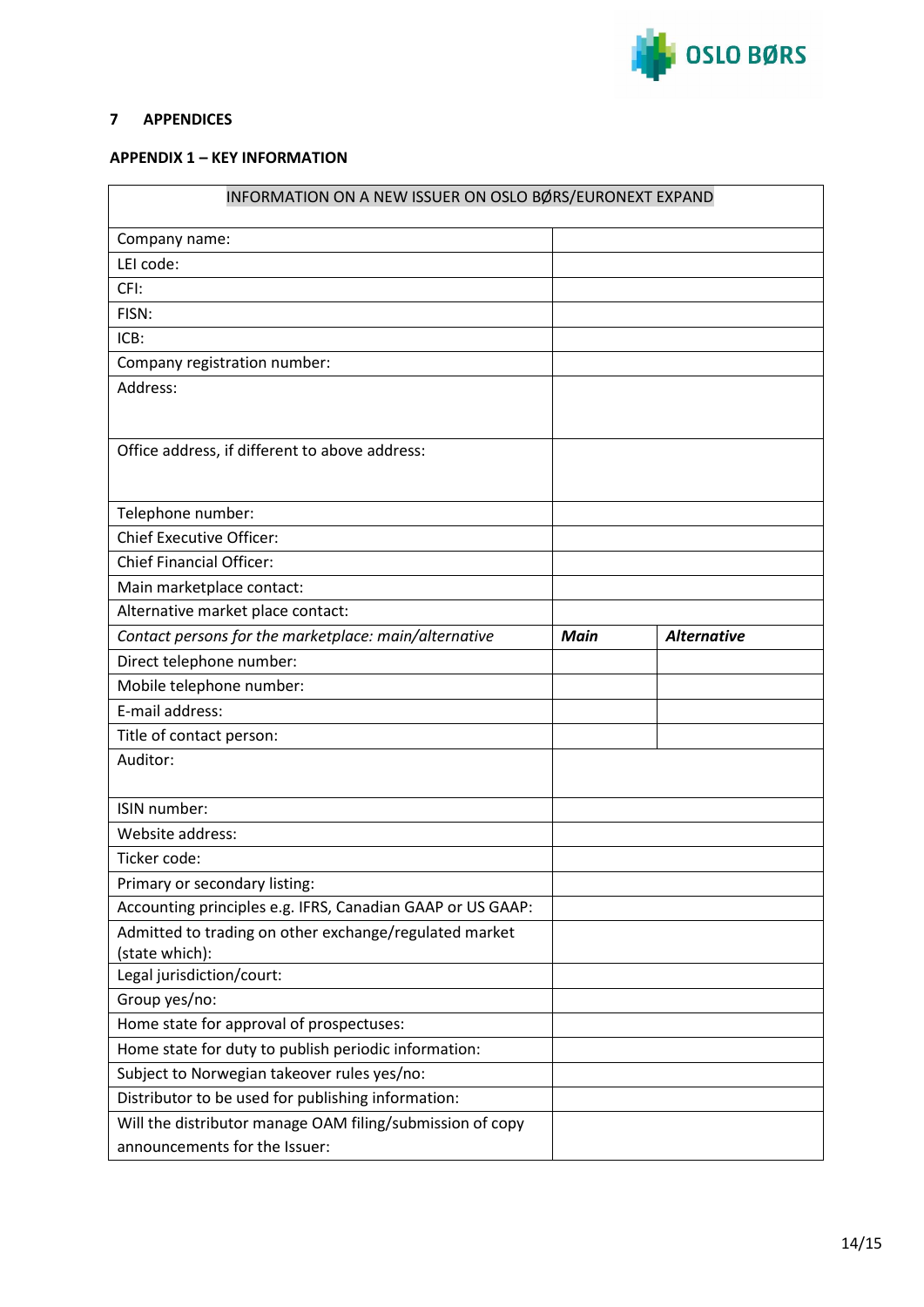## 7 APPENDICES

### APPENDIX 1 – KEY INFORMATION

| INFORMATION ON A NEW ISSUER ON OSLO BØRS/EURONEXT EXPAND | | |
|---|---|---|
| Company name: | | |
| LEI code: | | |
| CFI: | | |
| FISN: | | |
| ICB: | | |
| Company registration number: | | |
| Address: | | |
| Office address, if different to above address: | | |
| Telephone number: | | |
| Chief Executive Officer: | | |
| Chief Financial Officer: | | |
| Main marketplace contact: | | |
| Alternative market place contact: | | |
| *Contact persons for the marketplace: main/alternative* | ***Main*** | ***Alternative*** |
| Direct telephone number: | | |
| Mobile telephone number: | | |
| E-mail address: | | |
| Title of contact person: | | |
| Auditor: | | |
| ISIN number: | | |
| Website address: | | |
| Ticker code: | | |
| Primary or secondary listing: | | |
| Accounting principles e.g. IFRS, Canadian GAAP or US GAAP: | | |
| Admitted to trading on other exchange/regulated market (state which): | | |
| Legal jurisdiction/court: | | |
| Group yes/no: | | |
| Home state for approval of prospectuses: | | |
| Home state for duty to publish periodic information: | | |
| Subject to Norwegian takeover rules yes/no: | | |
| Distributor to be used for publishing information: | | |
| Will the distributor manage OAM filing/submission of copy announcements for the Issuer: | | |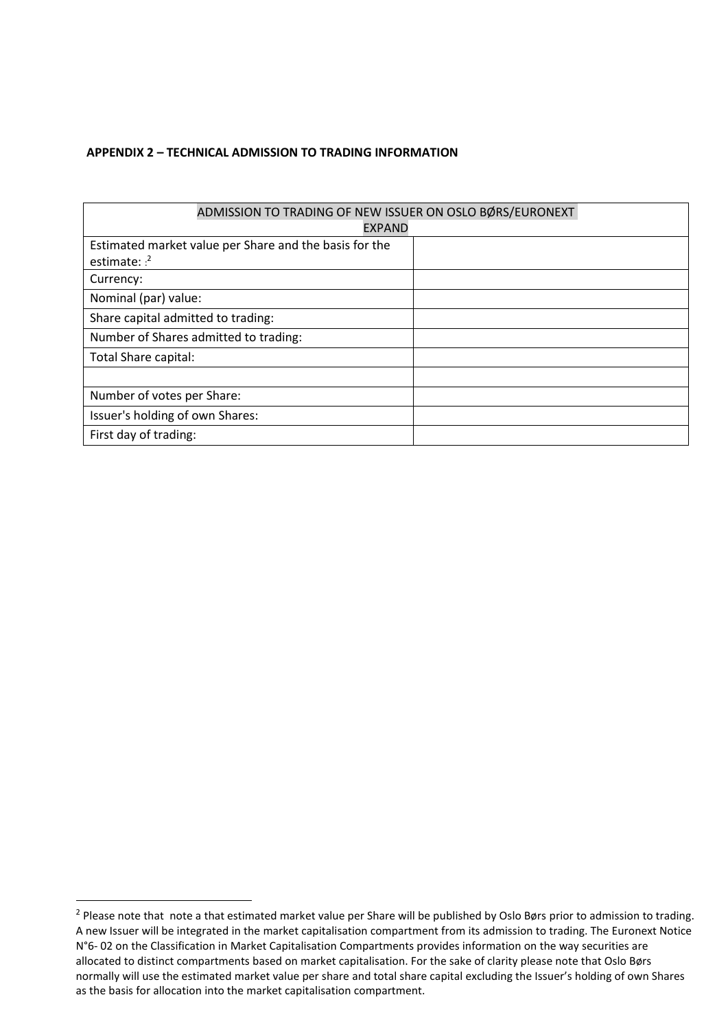**APPENDIX 2 – TECHNICAL ADMISSION TO TRADING INFORMATION**

| ADMISSION TO TRADING OF NEW ISSUER ON OSLO BØRS/EURONEXT EXPAND | |
|---|---|
| Estimated market value per Share and the basis for the estimate: :[2] | |
| Currency: | |
| Nominal (par) value: | |
| Share capital admitted to trading: | |
| Number of Shares admitted to trading: | |
| Total Share capital: | |
| | |
| Number of votes per Share: | |
| Issuer's holding of own Shares: | |
| First day of trading: | |

[2] Please note that note a that estimated market value per Share will be published by Oslo Børs prior to admission to trading. A new Issuer will be integrated in the market capitalisation compartment from its admission to trading. The Euronext Notice N°6- 02 on the Classification in Market Capitalisation Compartments provides information on the way securities are allocated to distinct compartments based on market capitalisation. For the sake of clarity please note that Oslo Børs normally will use the estimated market value per share and total share capital excluding the Issuer's holding of own Shares as the basis for allocation into the market capitalisation compartment.